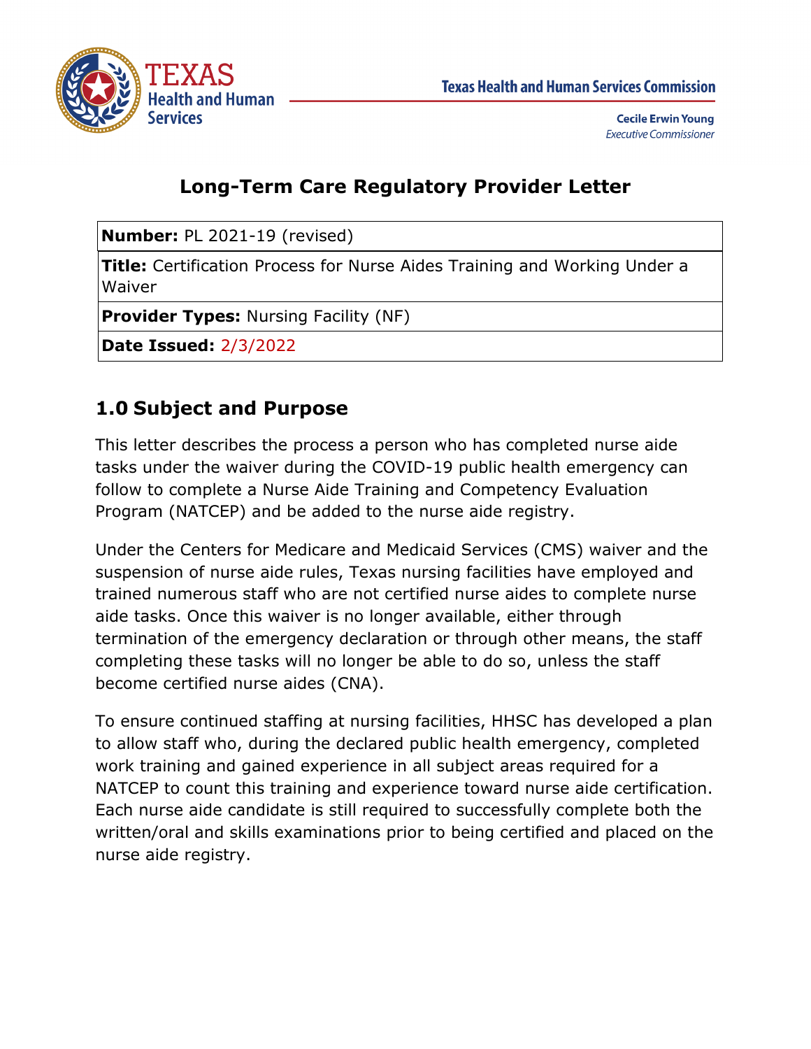Texas Health and Human Services Commission

**Cecile Erwin Young**
*Executive Commissioner*

# Long-Term Care Regulatory Provider Letter

| **Number:** PL 2021-19 (revised) |
|---|
| **Title:** Certification Process for Nurse Aides Training and Working Under a Waiver |
| **Provider Types:** Nursing Facility (NF) |
| **Date Issued:** 2/3/2022 |

## 1.0 Subject and Purpose

This letter describes the process a person who has completed nurse aide tasks under the waiver during the COVID-19 public health emergency can follow to complete a Nurse Aide Training and Competency Evaluation Program (NATCEP) and be added to the nurse aide registry.

Under the Centers for Medicare and Medicaid Services (CMS) waiver and the suspension of nurse aide rules, Texas nursing facilities have employed and trained numerous staff who are not certified nurse aides to complete nurse aide tasks. Once this waiver is no longer available, either through termination of the emergency declaration or through other means, the staff completing these tasks will no longer be able to do so, unless the staff become certified nurse aides (CNA).

To ensure continued staffing at nursing facilities, HHSC has developed a plan to allow staff who, during the declared public health emergency, completed work training and gained experience in all subject areas required for a NATCEP to count this training and experience toward nurse aide certification. Each nurse aide candidate is still required to successfully complete both the written/oral and skills examinations prior to being certified and placed on the nurse aide registry.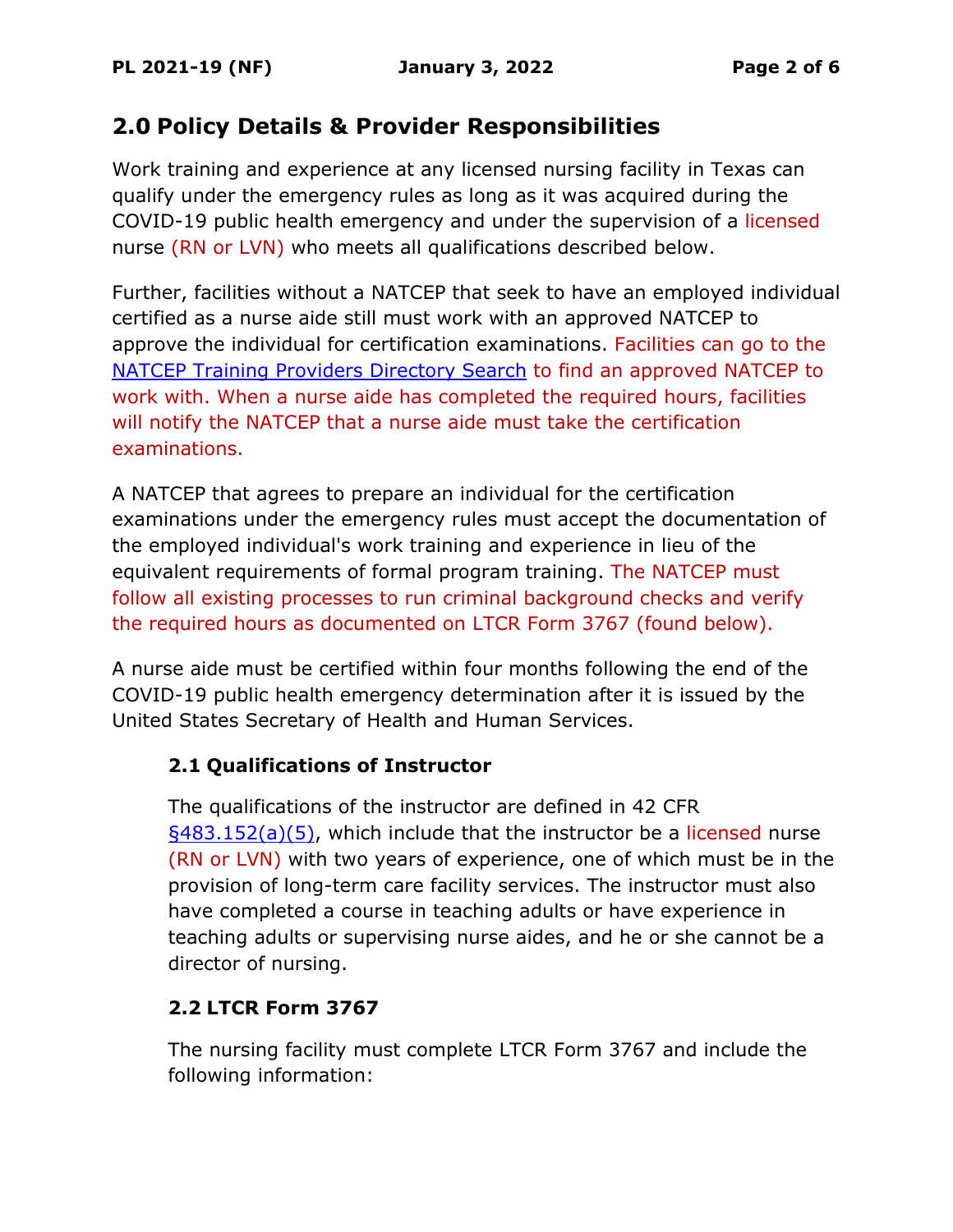## 2.0 Policy Details & Provider Responsibilities

Work training and experience at any licensed nursing facility in Texas can qualify under the emergency rules as long as it was acquired during the COVID-19 public health emergency and under the supervision of a licensed nurse (RN or LVN) who meets all qualifications described below.

Further, facilities without a NATCEP that seek to have an employed individual certified as a nurse aide still must work with an approved NATCEP to approve the individual for certification examinations. Facilities can go to the NATCEP Training Providers Directory Search to find an approved NATCEP to work with. When a nurse aide has completed the required hours, facilities will notify the NATCEP that a nurse aide must take the certification examinations.

A NATCEP that agrees to prepare an individual for the certification examinations under the emergency rules must accept the documentation of the employed individual's work training and experience in lieu of the equivalent requirements of formal program training. The NATCEP must follow all existing processes to run criminal background checks and verify the required hours as documented on LTCR Form 3767 (found below).

A nurse aide must be certified within four months following the end of the COVID-19 public health emergency determination after it is issued by the United States Secretary of Health and Human Services.

### 2.1 Qualifications of Instructor

The qualifications of the instructor are defined in 42 CFR §483.152(a)(5), which include that the instructor be a licensed nurse (RN or LVN) with two years of experience, one of which must be in the provision of long-term care facility services. The instructor must also have completed a course in teaching adults or have experience in teaching adults or supervising nurse aides, and he or she cannot be a director of nursing.

### 2.2 LTCR Form 3767

The nursing facility must complete LTCR Form 3767 and include the following information: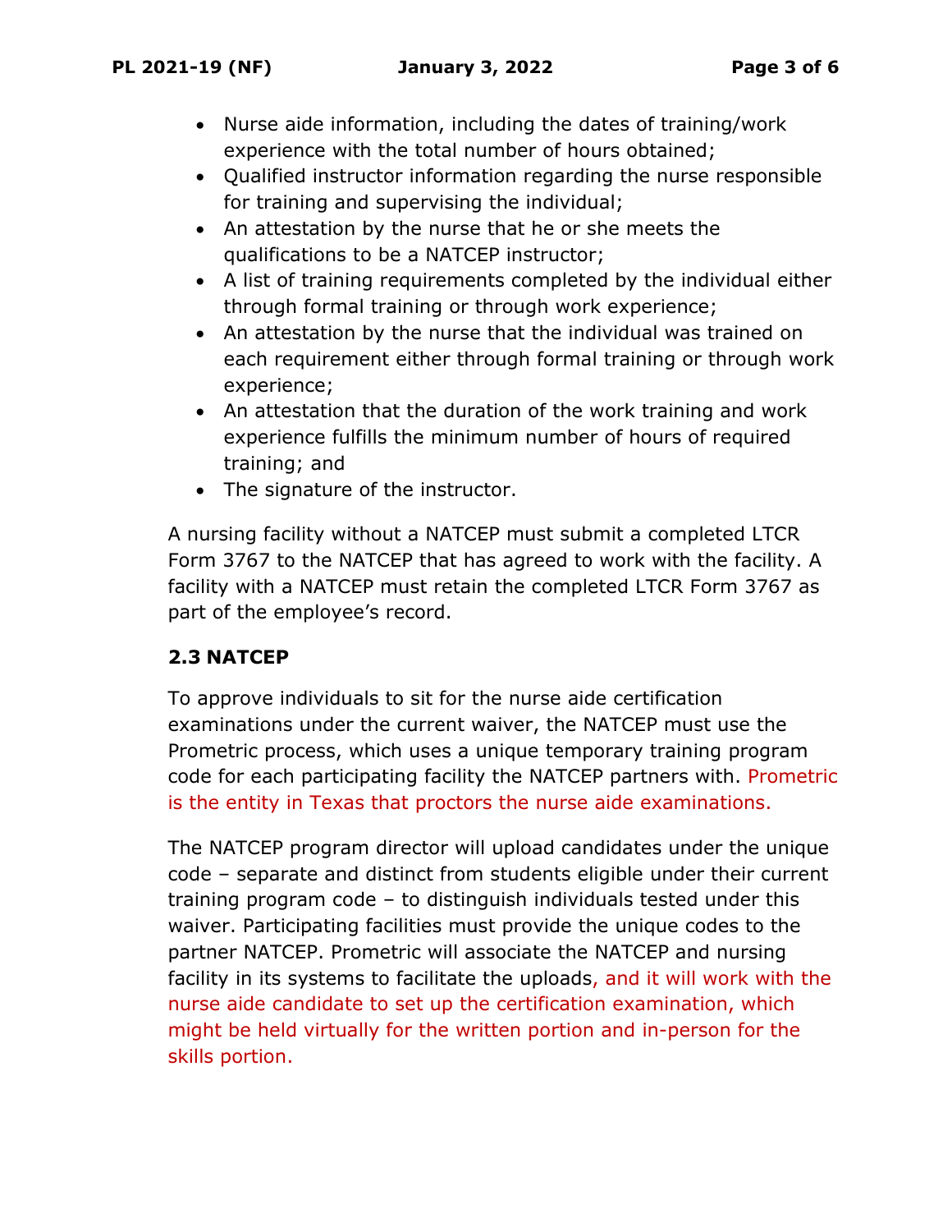- Nurse aide information, including the dates of training/work experience with the total number of hours obtained;
- Qualified instructor information regarding the nurse responsible for training and supervising the individual;
- An attestation by the nurse that he or she meets the qualifications to be a NATCEP instructor;
- A list of training requirements completed by the individual either through formal training or through work experience;
- An attestation by the nurse that the individual was trained on each requirement either through formal training or through work experience;
- An attestation that the duration of the work training and work experience fulfills the minimum number of hours of required training; and
- The signature of the instructor.

A nursing facility without a NATCEP must submit a completed LTCR Form 3767 to the NATCEP that has agreed to work with the facility. A facility with a NATCEP must retain the completed LTCR Form 3767 as part of the employee's record.

### 2.3 NATCEP

To approve individuals to sit for the nurse aide certification examinations under the current waiver, the NATCEP must use the Prometric process, which uses a unique temporary training program code for each participating facility the NATCEP partners with. Prometric is the entity in Texas that proctors the nurse aide examinations.

The NATCEP program director will upload candidates under the unique code – separate and distinct from students eligible under their current training program code – to distinguish individuals tested under this waiver. Participating facilities must provide the unique codes to the partner NATCEP. Prometric will associate the NATCEP and nursing facility in its systems to facilitate the uploads, and it will work with the nurse aide candidate to set up the certification examination, which might be held virtually for the written portion and in-person for the skills portion.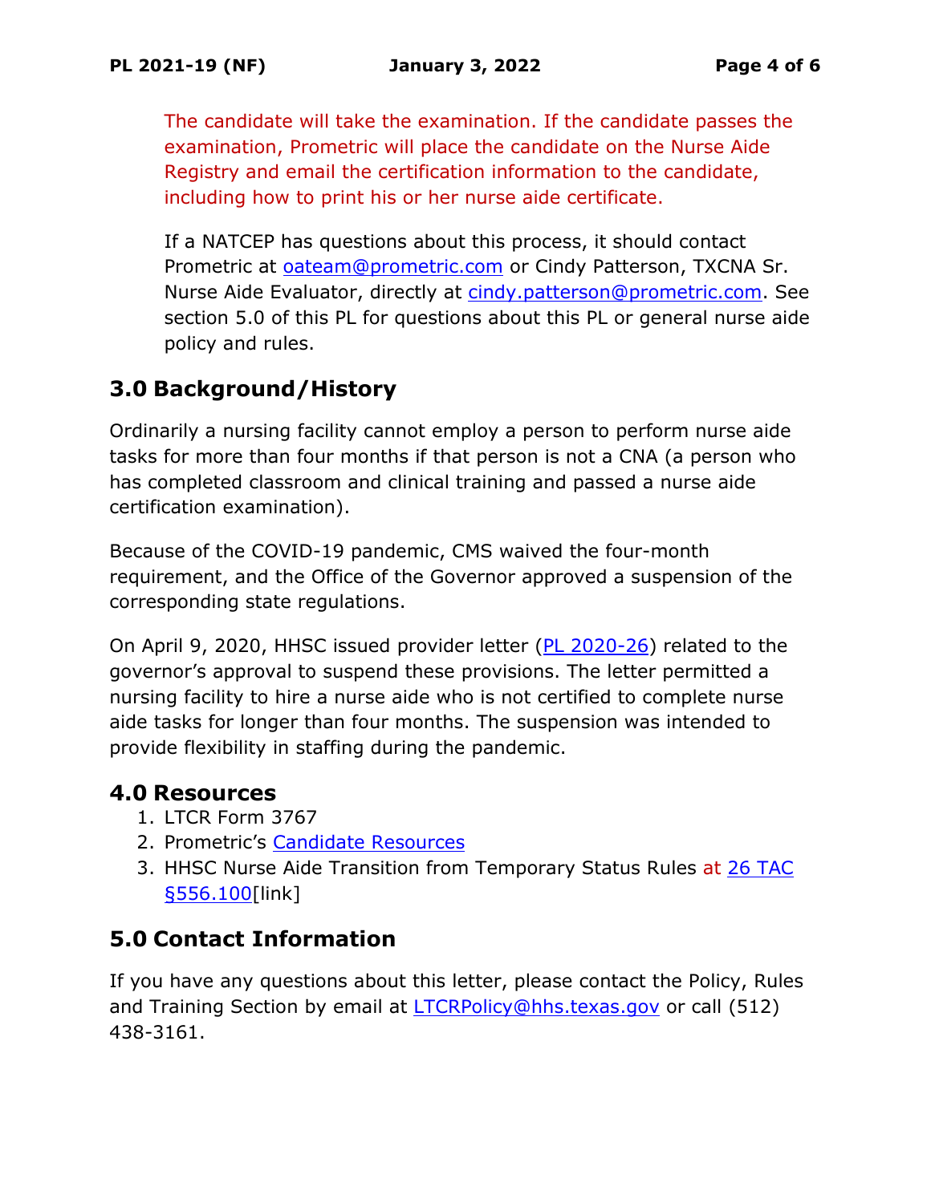The candidate will take the examination. If the candidate passes the examination, Prometric will place the candidate on the Nurse Aide Registry and email the certification information to the candidate, including how to print his or her nurse aide certificate.

If a NATCEP has questions about this process, it should contact Prometric at oateam@prometric.com or Cindy Patterson, TXCNA Sr. Nurse Aide Evaluator, directly at cindy.patterson@prometric.com. See section 5.0 of this PL for questions about this PL or general nurse aide policy and rules.

## 3.0 Background/History

Ordinarily a nursing facility cannot employ a person to perform nurse aide tasks for more than four months if that person is not a CNA (a person who has completed classroom and clinical training and passed a nurse aide certification examination).

Because of the COVID-19 pandemic, CMS waived the four-month requirement, and the Office of the Governor approved a suspension of the corresponding state regulations.

On April 9, 2020, HHSC issued provider letter (PL 2020-26) related to the governor's approval to suspend these provisions. The letter permitted a nursing facility to hire a nurse aide who is not certified to complete nurse aide tasks for longer than four months. The suspension was intended to provide flexibility in staffing during the pandemic.

## 4.0 Resources

1. LTCR Form 3767
2. Prometric's Candidate Resources
3. HHSC Nurse Aide Transition from Temporary Status Rules at 26 TAC §556.100[link]

## 5.0 Contact Information

If you have any questions about this letter, please contact the Policy, Rules and Training Section by email at LTCRPolicy@hhs.texas.gov or call (512) 438-3161.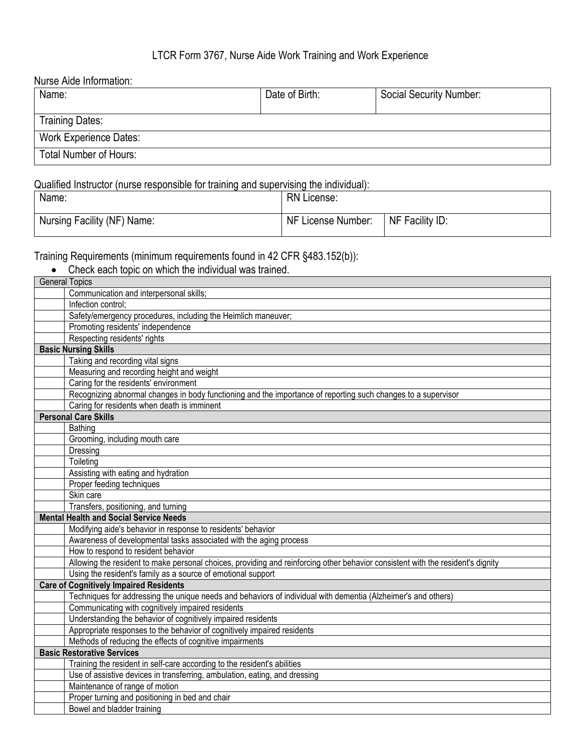# LTCR Form 3767, Nurse Aide Work Training and Work Experience

Nurse Aide Information:

| Name: | Date of Birth: | Social Security Number: |
|---|---|---|
| Training Dates: | | |
| Work Experience Dates: | | |
| Total Number of Hours: | | |

Qualified Instructor (nurse responsible for training and supervising the individual):

| Name: | RN License: | |
|---|---|---|
| Nursing Facility (NF) Name: | NF License Number: | NF Facility ID: |

Training Requirements (minimum requirements found in 42 CFR §483.152(b)):

- Check each topic on which the individual was trained.

| | General Topics |
|---|---|
| | Communication and interpersonal skills; |
| | Infection control; |
| | Safety/emergency procedures, including the Heimlich maneuver; |
| | Promoting residents' independence |
| | Respecting residents' rights |
| | **Basic Nursing Skills** |
| | Taking and recording vital signs |
| | Measuring and recording height and weight |
| | Caring for the residents' environment |
| | Recognizing abnormal changes in body functioning and the importance of reporting such changes to a supervisor |
| | Caring for residents when death is imminent |
| | **Personal Care Skills** |
| | Bathing |
| | Grooming, including mouth care |
| | Dressing |
| | Toileting |
| | Assisting with eating and hydration |
| | Proper feeding techniques |
| | Skin care |
| | Transfers, positioning, and turning |
| | **Mental Health and Social Service Needs** |
| | Modifying aide's behavior in response to residents' behavior |
| | Awareness of developmental tasks associated with the aging process |
| | How to respond to resident behavior |
| | Allowing the resident to make personal choices, providing and reinforcing other behavior consistent with the resident's dignity |
| | Using the resident's family as a source of emotional support |
| | **Care of Cognitively Impaired Residents** |
| | Techniques for addressing the unique needs and behaviors of individual with dementia (Alzheimer's and others) |
| | Communicating with cognitively impaired residents |
| | Understanding the behavior of cognitively impaired residents |
| | Appropriate responses to the behavior of cognitively impaired residents |
| | Methods of reducing the effects of cognitive impairments |
| | **Basic Restorative Services** |
| | Training the resident in self-care according to the resident's abilities |
| | Use of assistive devices in transferring, ambulation, eating, and dressing |
| | Maintenance of range of motion |
| | Proper turning and positioning in bed and chair |
| | Bowel and bladder training |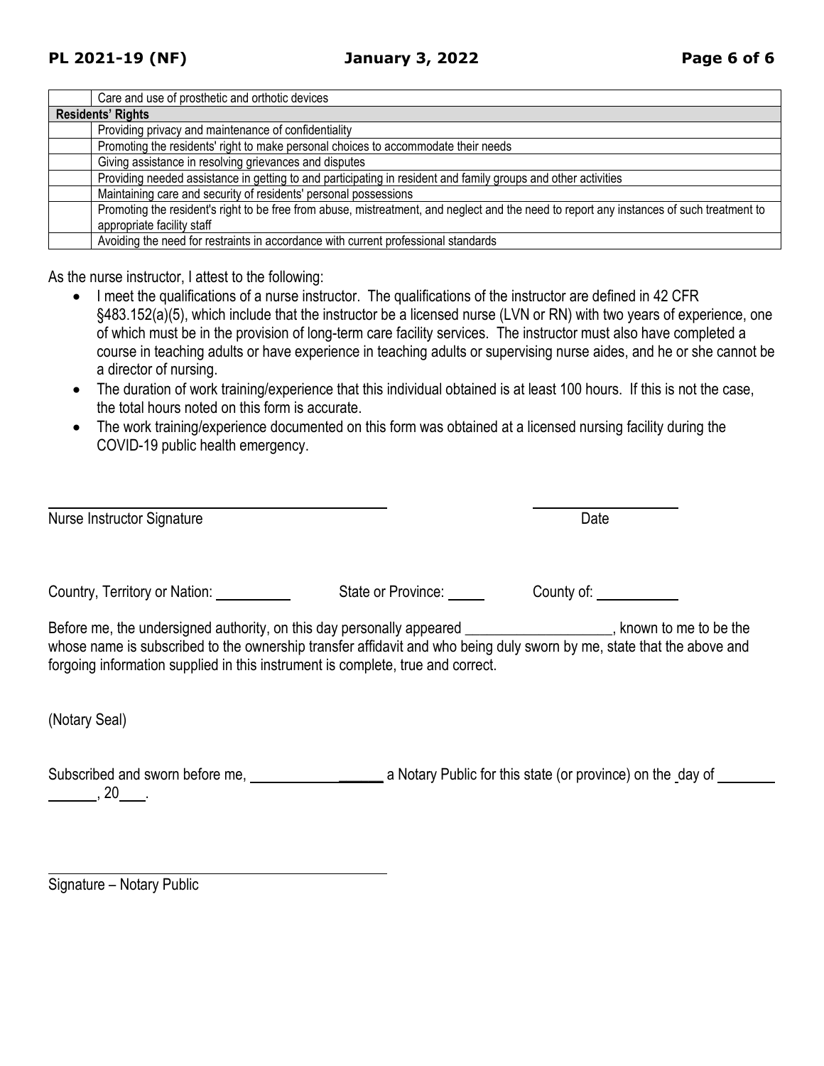| | |
|---|---|
| | Care and use of prosthetic and orthotic devices |
| **Residents' Rights** | |
| | Providing privacy and maintenance of confidentiality |
| | Promoting the residents' right to make personal choices to accommodate their needs |
| | Giving assistance in resolving grievances and disputes |
| | Providing needed assistance in getting to and participating in resident and family groups and other activities |
| | Maintaining care and security of residents' personal possessions |
| | Promoting the resident's right to be free from abuse, mistreatment, and neglect and the need to report any instances of such treatment to appropriate facility staff |
| | Avoiding the need for restraints in accordance with current professional standards |

As the nurse instructor, I attest to the following:

- I meet the qualifications of a nurse instructor. The qualifications of the instructor are defined in 42 CFR §483.152(a)(5), which include that the instructor be a licensed nurse (LVN or RN) with two years of experience, one of which must be in the provision of long-term care facility services. The instructor must also have completed a course in teaching adults or have experience in teaching adults or supervising nurse aides, and he or she cannot be a director of nursing.
- The duration of work training/experience that this individual obtained is at least 100 hours. If this is not the case, the total hours noted on this form is accurate.
- The work training/experience documented on this form was obtained at a licensed nursing facility during the COVID-19 public health emergency.

______________________________ ______________

Nurse Instructor Signature Date

Country, Territory or Nation: __________ State or Province: _____ County of: ___________

Before me, the undersigned authority, on this day personally appeared ___________________, known to me to be the whose name is subscribed to the ownership transfer affidavit and who being duly sworn by me, state that the above and forgoing information supplied in this instrument is complete, true and correct.

(Notary Seal)

Subscribed and sworn before me, _________________ a Notary Public for this state (or province) on the day of ________ _______, 20___.

______________________________

Signature – Notary Public